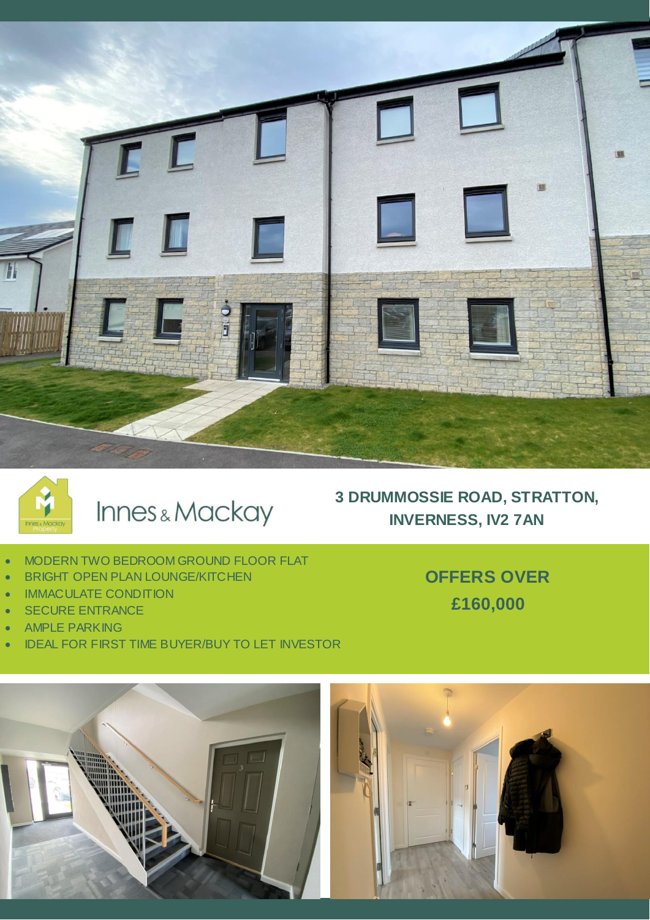Innes & Mackay

# 3 DRUMMOSSIE ROAD, STRATTON, INVERNESS, IV2 7AN

- MODERN TWO BEDROOM GROUND FLOOR FLAT
- BRIGHT OPEN PLAN LOUNGE/KITCHEN
- IMMACULATE CONDITION
- SECURE ENTRANCE
- AMPLE PARKING
- IDEAL FOR FIRST TIME BUYER/BUY TO LET INVESTOR

**OFFERS OVER**

**£160,000**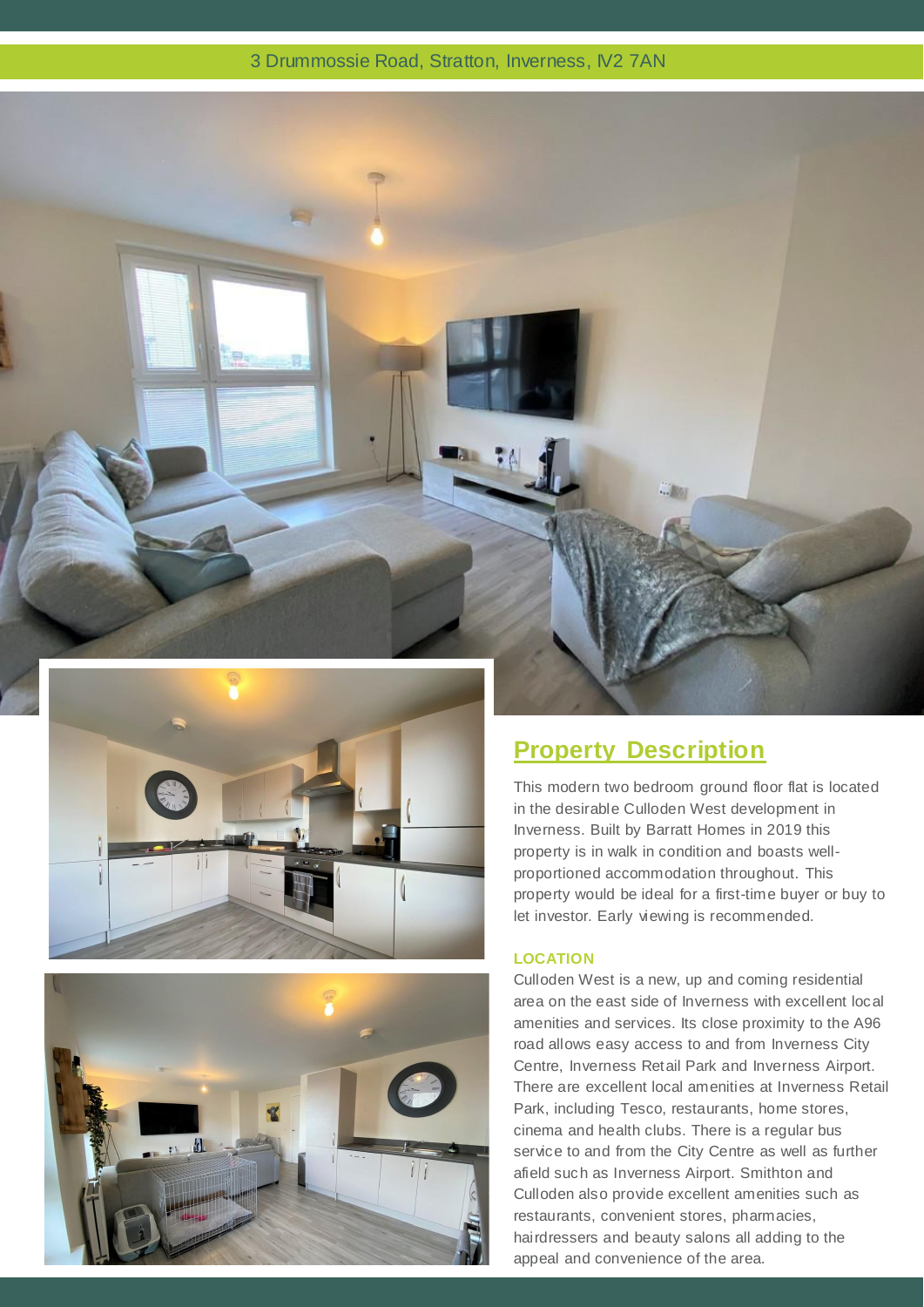3 Drummossie Road, Stratton, Inverness, IV2 7AN

## Property Description

This modern two bedroom ground floor flat is located in the desirable Culloden West development in Inverness. Built by Barratt Homes in 2019 this property is in walk in condition and boasts well-proportioned accommodation throughout. This property would be ideal for a first-time buyer or buy to let investor. Early viewing is recommended.

### LOCATION

Culloden West is a new, up and coming residential area on the east side of Inverness with excellent local amenities and services. Its close proximity to the A96 road allows easy access to and from Inverness City Centre, Inverness Retail Park and Inverness Airport. There are excellent local amenities at Inverness Retail Park, including Tesco, restaurants, home stores, cinema and health clubs. There is a regular bus service to and from the City Centre as well as further afield such as Inverness Airport. Smithton and Culloden also provide excellent amenities such as restaurants, convenient stores, pharmacies, hairdressers and beauty salons all adding to the appeal and convenience of the area.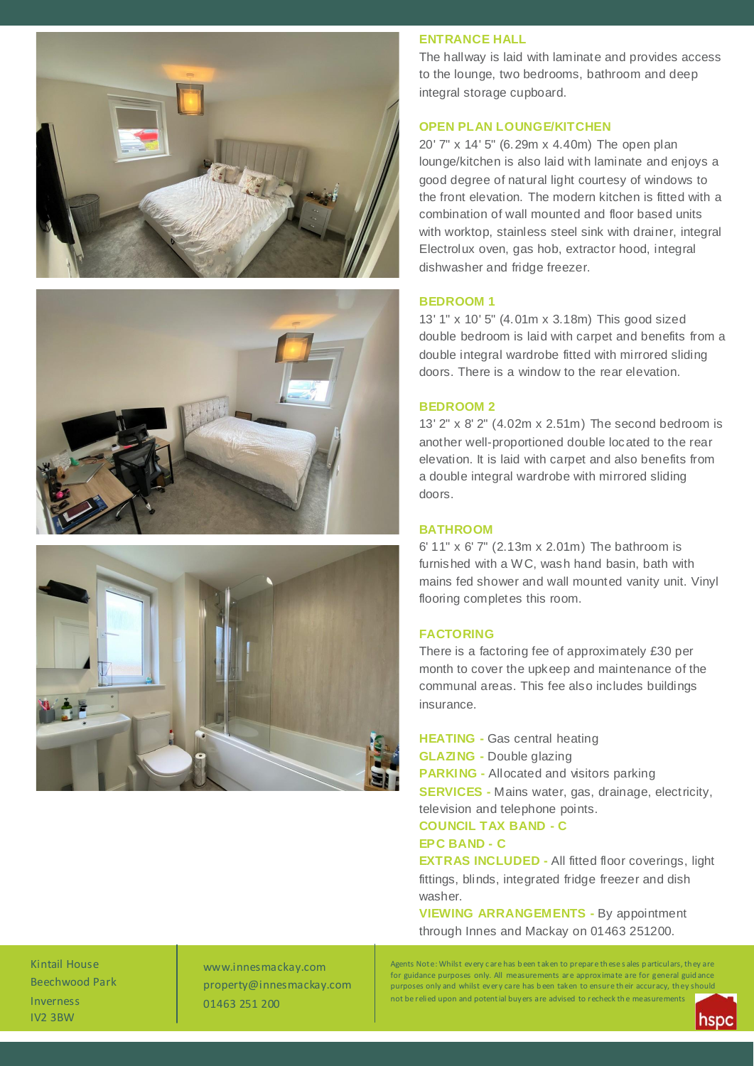## ENTRANCE HALL

The hallway is laid with laminate and provides access to the lounge, two bedrooms, bathroom and deep integral storage cupboard.

## OPEN PLAN LOUNGE/KITCHEN

20' 7" x 14' 5" (6.29m x 4.40m) The open plan lounge/kitchen is also laid with laminate and enjoys a good degree of natural light courtesy of windows to the front elevation. The modern kitchen is fitted with a combination of wall mounted and floor based units with worktop, stainless steel sink with drainer, integral Electrolux oven, gas hob, extractor hood, integral dishwasher and fridge freezer.

## BEDROOM 1

13' 1" x 10' 5" (4.01m x 3.18m) This good sized double bedroom is laid with carpet and benefits from a double integral wardrobe fitted with mirrored sliding doors. There is a window to the rear elevation.

## BEDROOM 2

13' 2" x 8' 2" (4.02m x 2.51m) The second bedroom is another well-proportioned double located to the rear elevation. It is laid with carpet and also benefits from a double integral wardrobe with mirrored sliding doors.

## BATHROOM

6' 11" x 6' 7" (2.13m x 2.01m) The bathroom is furnished with a WC, wash hand basin, bath with mains fed shower and wall mounted vanity unit. Vinyl flooring completes this room.

## FACTORING

There is a factoring fee of approximately £30 per month to cover the upkeep and maintenance of the communal areas. This fee also includes buildings insurance.

**HEATING -** Gas central heating
**GLAZING -** Double glazing
**PARKING -** Allocated and visitors parking
**SERVICES -** Mains water, gas, drainage, electricity, television and telephone points.
**COUNCIL TAX BAND - C**
**EPC BAND - C**
**EXTRAS INCLUDED -** All fitted floor coverings, light fittings, blinds, integrated fridge freezer and dish washer.
**VIEWING ARRANGEMENTS -** By appointment through Innes and Mackay on 01463 251200.

Kintail House
Beechwood Park
Inverness
IV2 3BW

www.innesmackay.com
property@innesmackay.com
01463 251 200

Agents Note: Whilst every care has been taken to prepare these sales particulars, they are for guidance purposes only. All measurements are approximate are for general guidance purposes only and whilst every care has been taken to ensure their accuracy, they should not be relied upon and potential buyers are advised to recheck the measurements

hspc